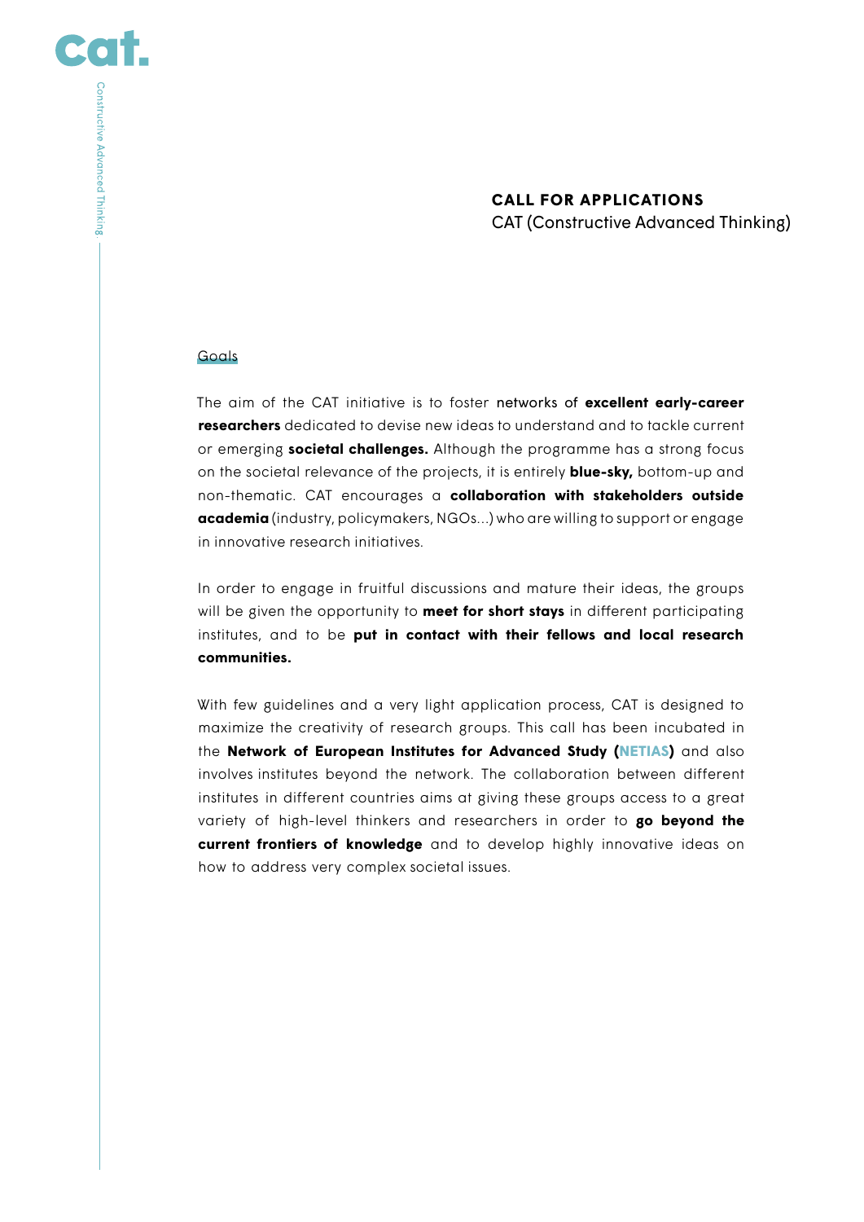**CALL FOR APPLICATIONS**
CAT (Constructive Advanced Thinking)

## Goals

The aim of the CAT initiative is to foster networks of **excellent early-career researchers** dedicated to devise new ideas to understand and to tackle current or emerging **societal challenges.** Although the programme has a strong focus on the societal relevance of the projects, it is entirely **blue-sky,** bottom-up and non-thematic. CAT encourages a **collaboration with stakeholders outside academia** (industry, policymakers, NGOs...) who are willing to support or engage in innovative research initiatives.

In order to engage in fruitful discussions and mature their ideas, the groups will be given the opportunity to **meet for short stays** in different participating institutes, and to be **put in contact with their fellows and local research communities.**

With few guidelines and a very light application process, CAT is designed to maximize the creativity of research groups. This call has been incubated in the **Network of European Institutes for Advanced Study (NETIAS)** and also involves institutes beyond the network. The collaboration between different institutes in different countries aims at giving these groups access to a great variety of high-level thinkers and researchers in order to **go beyond the current frontiers of knowledge** and to develop highly innovative ideas on how to address very complex societal issues.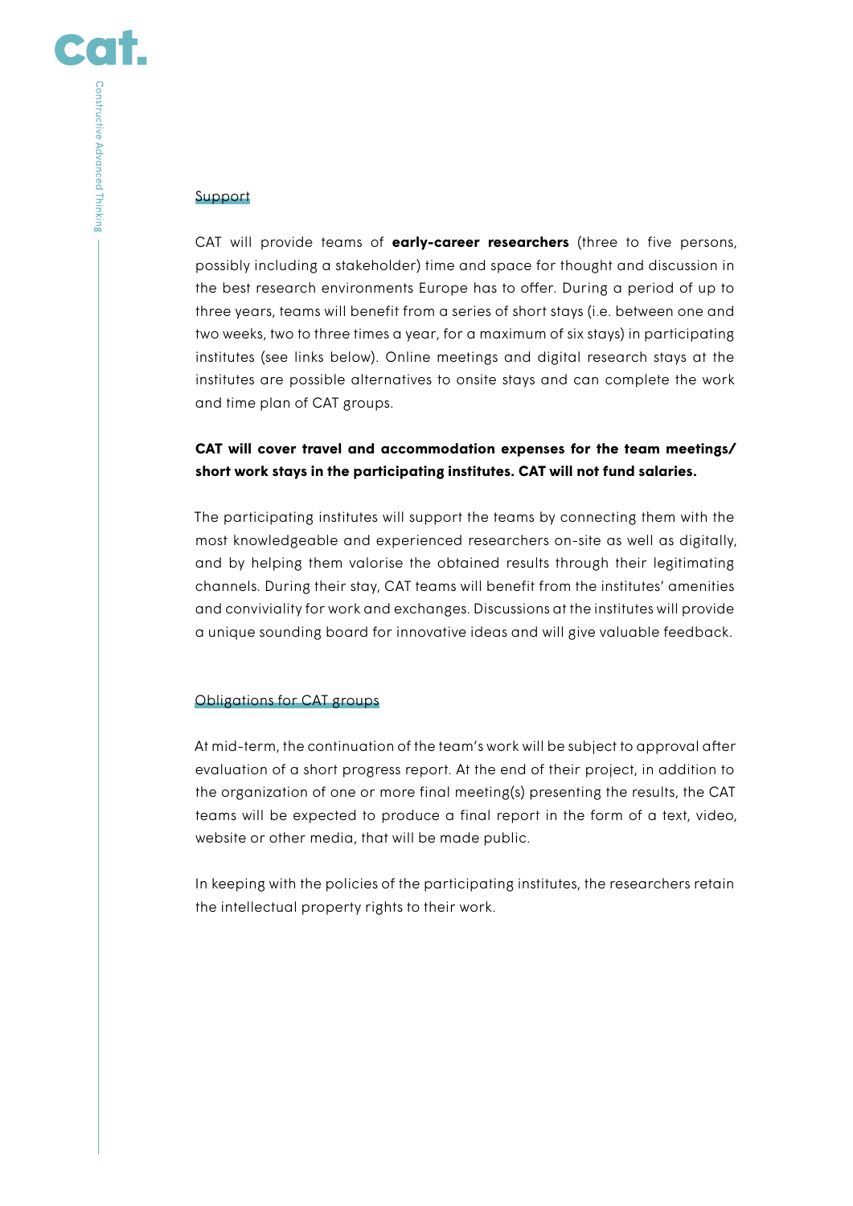## Support

CAT will provide teams of **early-career researchers** (three to five persons, possibly including a stakeholder) time and space for thought and discussion in the best research environments Europe has to offer. During a period of up to three years, teams will benefit from a series of short stays (i.e. between one and two weeks, two to three times a year, for a maximum of six stays) in participating institutes (see links below). Online meetings and digital research stays at the institutes are possible alternatives to onsite stays and can complete the work and time plan of CAT groups.

**CAT will cover travel and accommodation expenses for the team meetings/ short work stays in the participating institutes. CAT will not fund salaries.**

The participating institutes will support the teams by connecting them with the most knowledgeable and experienced researchers on-site as well as digitally, and by helping them valorise the obtained results through their legitimating channels. During their stay, CAT teams will benefit from the institutes' amenities and conviviality for work and exchanges. Discussions at the institutes will provide a unique sounding board for innovative ideas and will give valuable feedback.

## Obligations for CAT groups

At mid-term, the continuation of the team's work will be subject to approval after evaluation of a short progress report. At the end of their project, in addition to the organization of one or more final meeting(s) presenting the results, the CAT teams will be expected to produce a final report in the form of a text, video, website or other media, that will be made public.

In keeping with the policies of the participating institutes, the researchers retain the intellectual property rights to their work.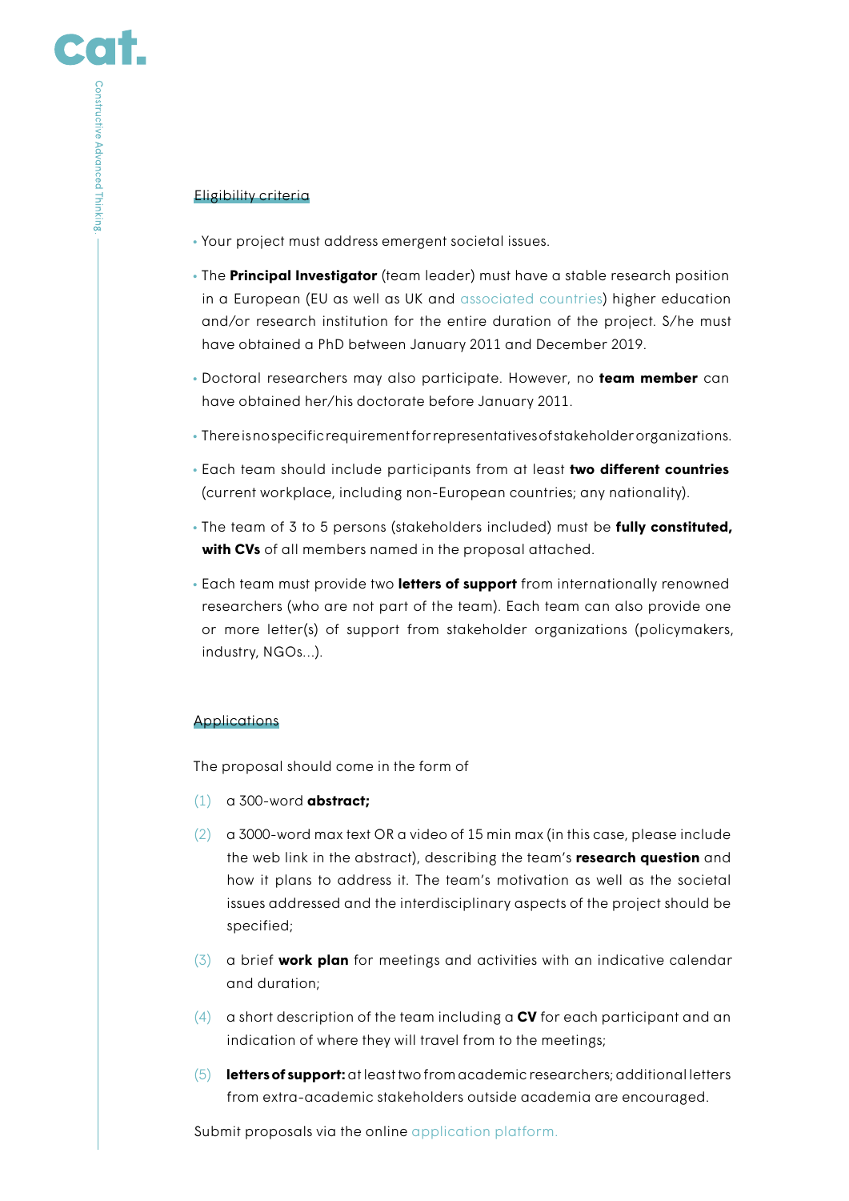## Eligibility criteria

- Your project must address emergent societal issues.
- The **Principal Investigator** (team leader) must have a stable research position in a European (EU as well as UK and associated countries) higher education and/or research institution for the entire duration of the project. S/he must have obtained a PhD between January 2011 and December 2019.
- Doctoral researchers may also participate. However, no **team member** can have obtained her/his doctorate before January 2011.
- There is no specific requirement for representatives of stakeholder organizations.
- Each team should include participants from at least **two different countries** (current workplace, including non-European countries; any nationality).
- The team of 3 to 5 persons (stakeholders included) must be **fully constituted, with CVs** of all members named in the proposal attached.
- Each team must provide two **letters of support** from internationally renowned researchers (who are not part of the team). Each team can also provide one or more letter(s) of support from stakeholder organizations (policymakers, industry, NGOs...).

## Applications

The proposal should come in the form of

(1) a 300-word **abstract;**

(2) a 3000-word max text OR a video of 15 min max (in this case, please include the web link in the abstract), describing the team's **research question** and how it plans to address it. The team's motivation as well as the societal issues addressed and the interdisciplinary aspects of the project should be specified;

(3) a brief **work plan** for meetings and activities with an indicative calendar and duration;

(4) a short description of the team including a **CV** for each participant and an indication of where they will travel from to the meetings;

(5) **letters of support:** at least two from academic researchers; additional letters from extra-academic stakeholders outside academia are encouraged.

Submit proposals via the online application platform.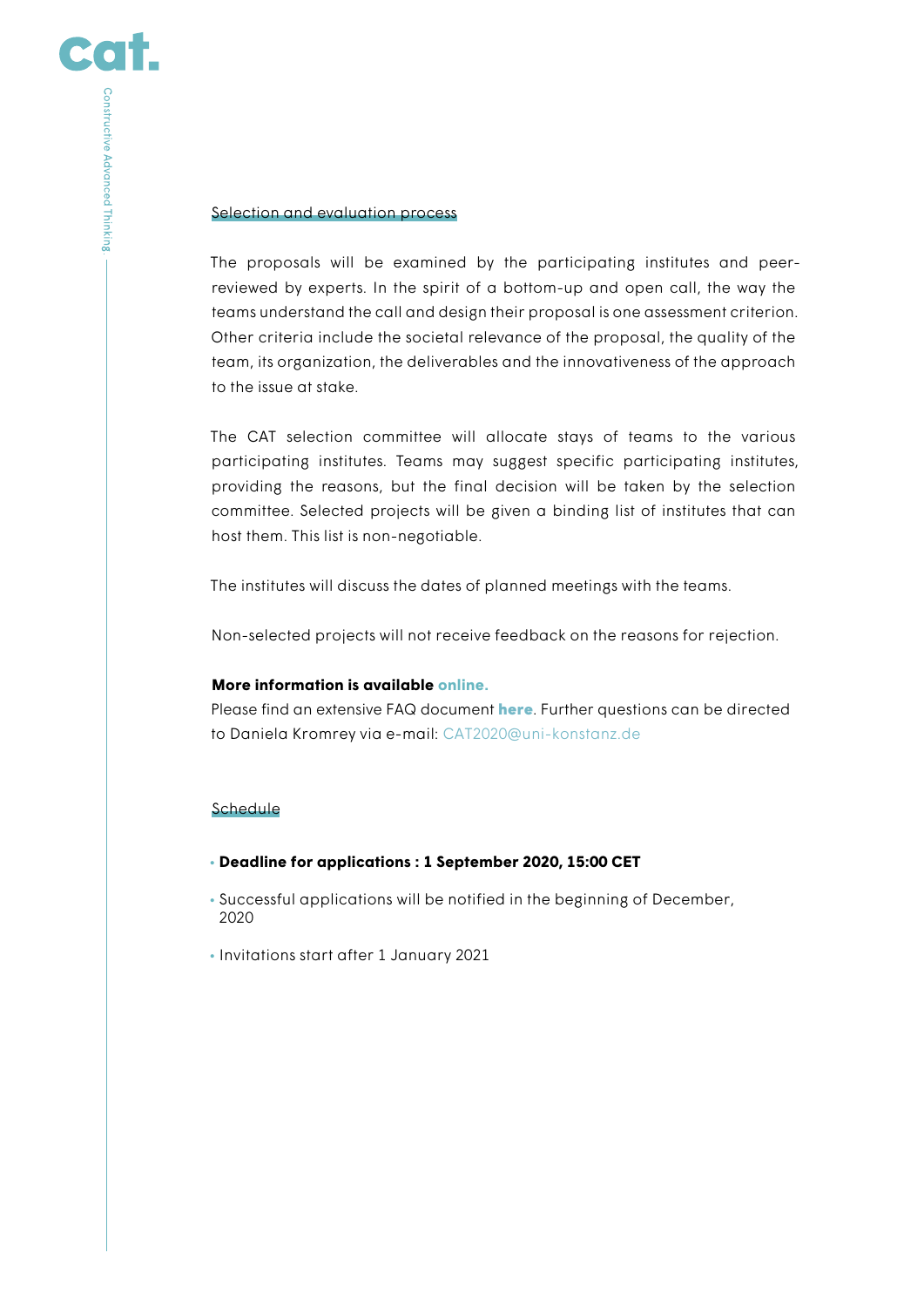## Selection and evaluation process

The proposals will be examined by the participating institutes and peer-reviewed by experts. In the spirit of a bottom-up and open call, the way the teams understand the call and design their proposal is one assessment criterion. Other criteria include the societal relevance of the proposal, the quality of the team, its organization, the deliverables and the innovativeness of the approach to the issue at stake.

The CAT selection committee will allocate stays of teams to the various participating institutes. Teams may suggest specific participating institutes, providing the reasons, but the final decision will be taken by the selection committee. Selected projects will be given a binding list of institutes that can host them. This list is non-negotiable.

The institutes will discuss the dates of planned meetings with the teams.

Non-selected projects will not receive feedback on the reasons for rejection.

**More information is available online.**
Please find an extensive FAQ document **here**. Further questions can be directed to Daniela Kromrey via e-mail: CAT2020@uni-konstanz.de

## Schedule

- **Deadline for applications : 1 September 2020, 15:00 CET**
- Successful applications will be notified in the beginning of December, 2020
- Invitations start after 1 January 2021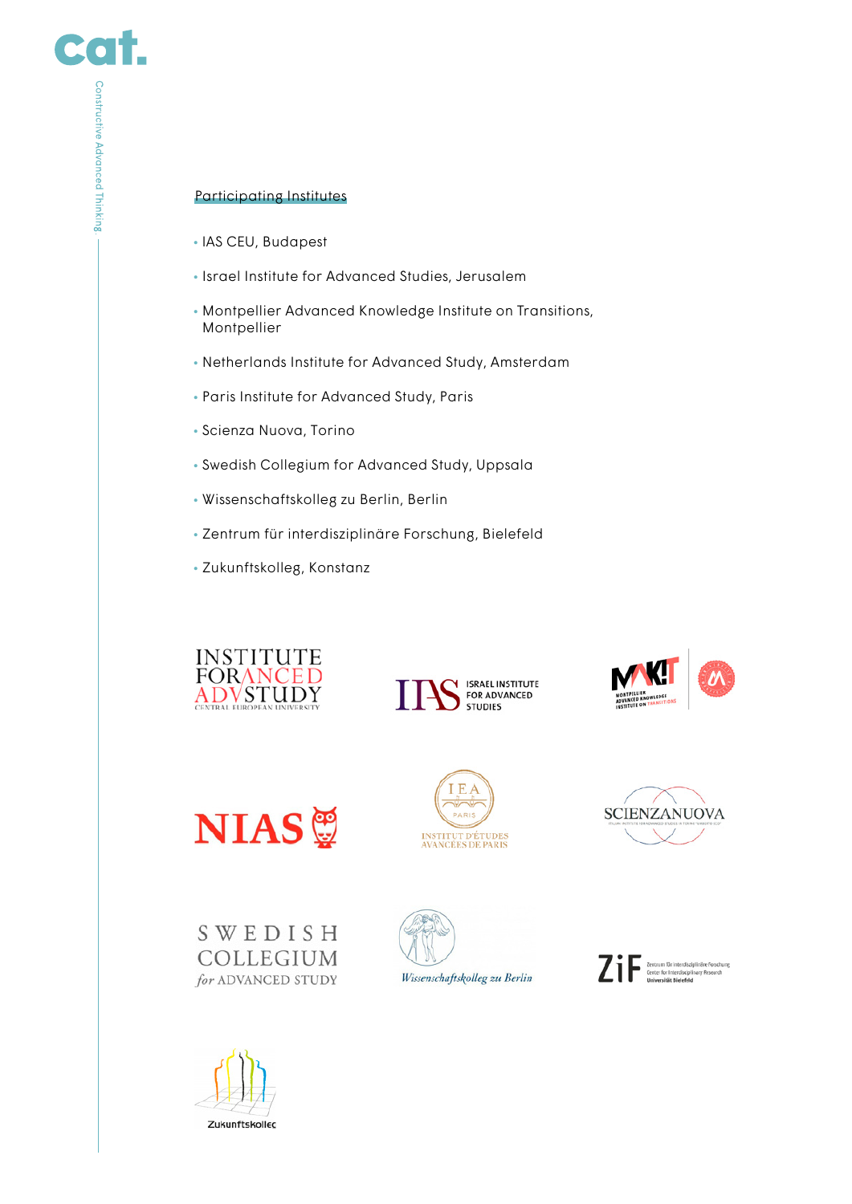## Participating Institutes

- IAS CEU, Budapest
- Israel Institute for Advanced Studies, Jerusalem
- Montpellier Advanced Knowledge Institute on Transitions, Montpellier
- Netherlands Institute for Advanced Study, Amsterdam
- Paris Institute for Advanced Study, Paris
- Scienza Nuova, Torino
- Swedish Collegium for Advanced Study, Uppsala
- Wissenschaftskolleg zu Berlin, Berlin
- Zentrum für interdisziplinäre Forschung, Bielefeld
- Zukunftskolleg, Konstanz